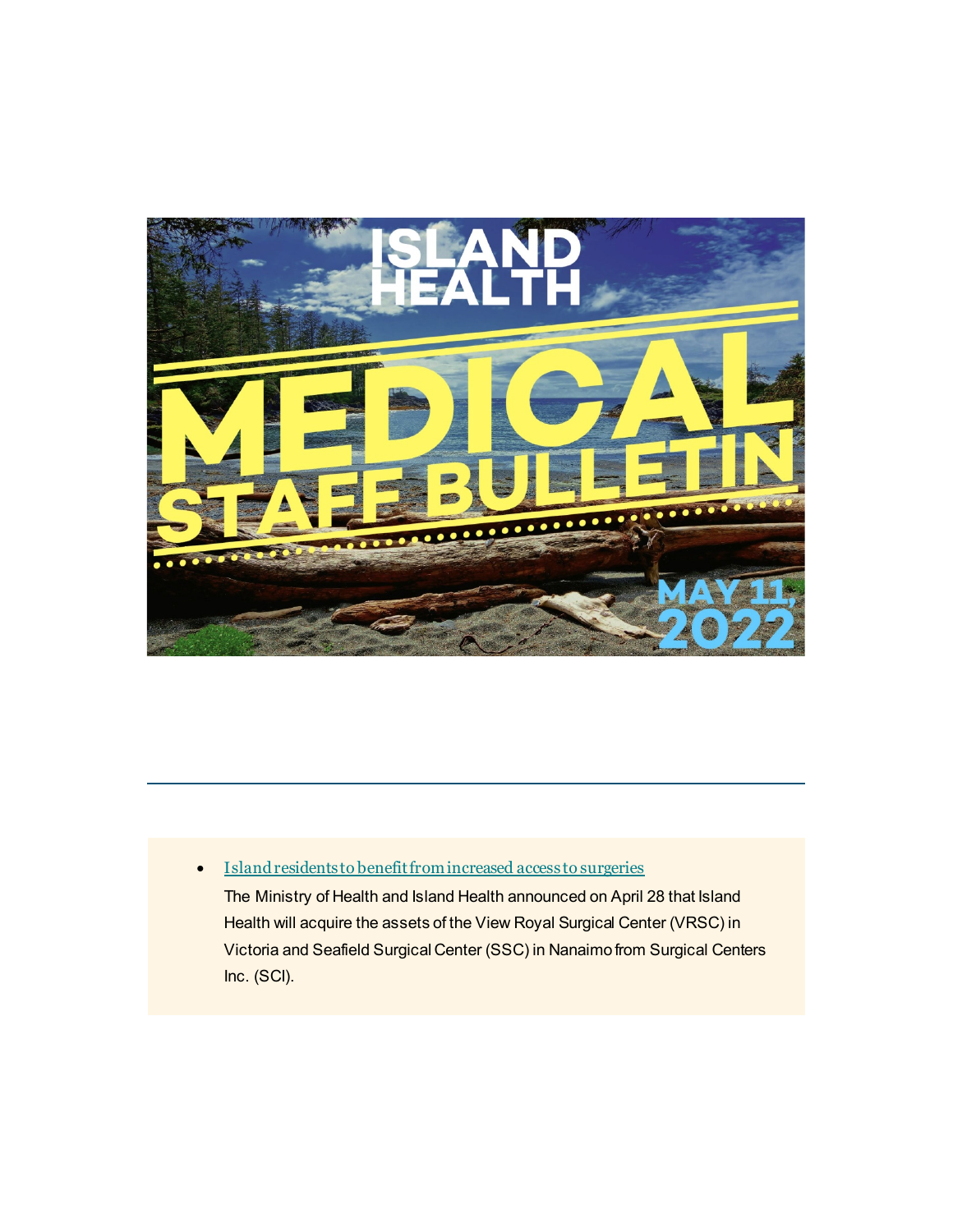# ISLAND HEALTH MEDICAL STAFF BULLETIN

MAY 11, 2022

---

- [Island residents to benefit from increased access to surgeries]
  The Ministry of Health and Island Health announced on April 28 that Island Health will acquire the assets of the View Royal Surgical Center (VRSC) in Victoria and Seafield Surgical Center (SSC) in Nanaimo from Surgical Centers Inc. (SCI).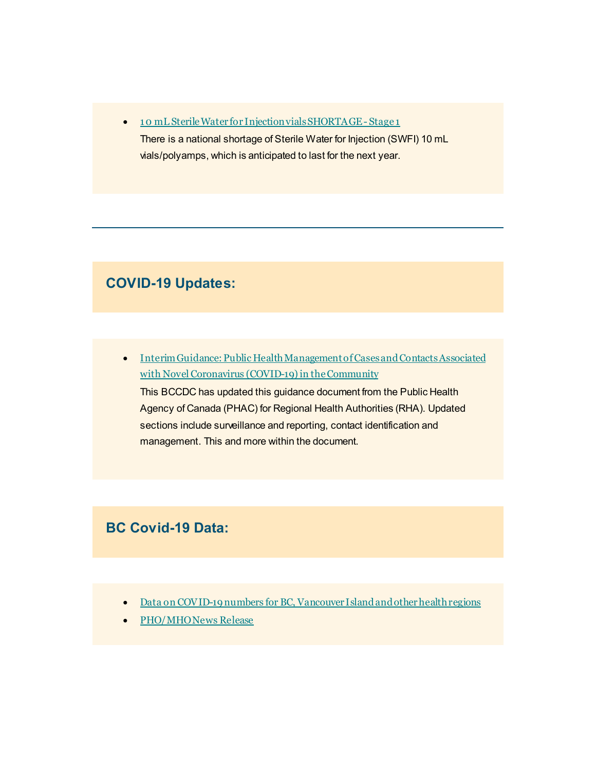- 10 mL Sterile Water for Injection vials SHORTAGE - Stage 1
  There is a national shortage of Sterile Water for Injection (SWFI) 10 mL vials/polyamps, which is anticipated to last for the next year.

---

## COVID-19 Updates:

- Interim Guidance: Public Health Management of Cases and Contacts Associated with Novel Coronavirus (COVID-19) in the Community
  This BCCDC has updated this guidance document from the Public Health Agency of Canada (PHAC) for Regional Health Authorities (RHA). Updated sections include surveillance and reporting, contact identification and management. This and more within the document.

## BC Covid-19 Data:

- Data on COVID-19 numbers for BC, Vancouver Island and other health regions
- PHO/MHO News Release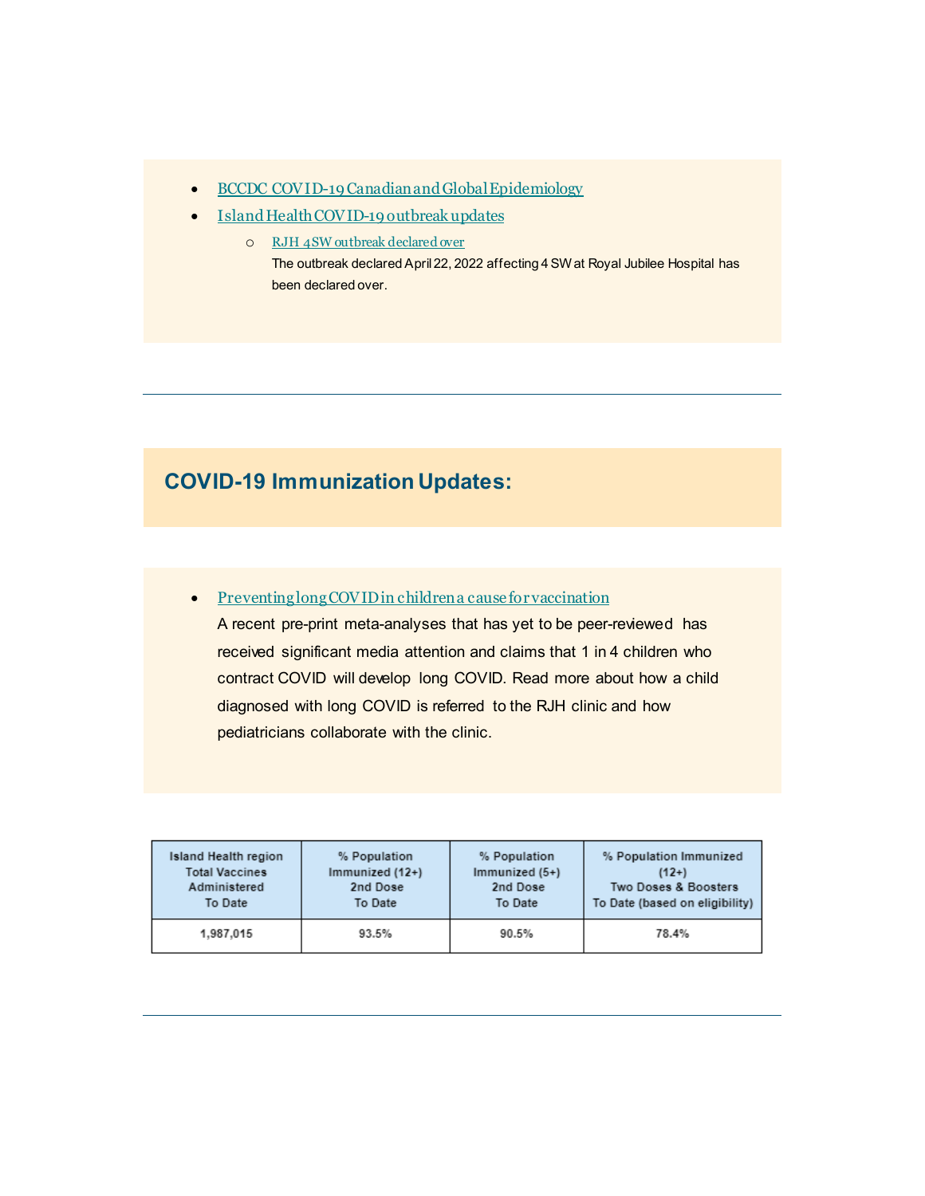- [BCCDC COVID-19 Canadian and Global Epidemiology]()
- [Island Health COVID-19 outbreak updates]()
  - [RJH 4SW outbreak declared over]()
    The outbreak declared April 22, 2022 affecting 4 SW at Royal Jubilee Hospital has been declared over.

---

## COVID-19 Immunization Updates:

- [Preventing long COVID in children a cause for vaccination]()
  A recent pre-print meta-analyses that has yet to be peer-reviewed has received significant media attention and claims that 1 in 4 children who contract COVID will develop long COVID. Read more about how a child diagnosed with long COVID is referred to the RJH clinic and how pediatricians collaborate with the clinic.

| Island Health region Total Vaccines Administered To Date | % Population Immunized (12+) 2nd Dose To Date | % Population Immunized (5+) 2nd Dose To Date | % Population Immunized (12+) Two Doses & Boosters To Date (based on eligibility) |
|---|---|---|---|
| 1,987,015 | 93.5% | 90.5% | 78.4% |

---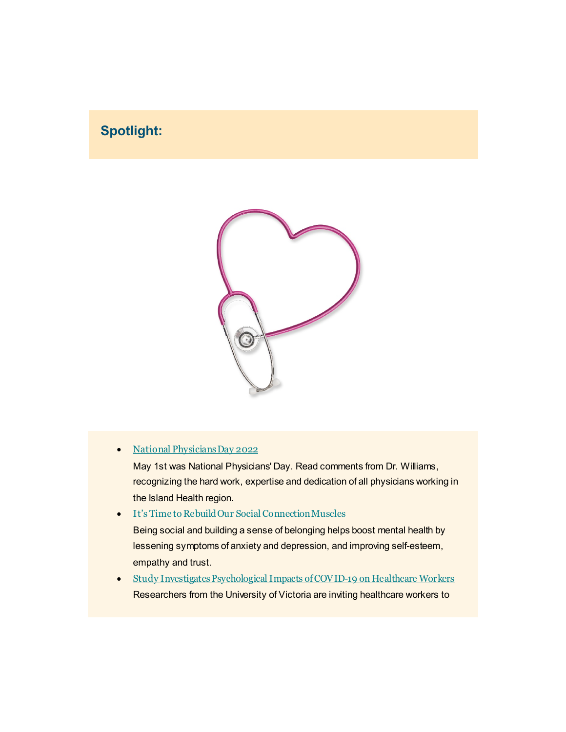## Spotlight:

- National Physicians Day 2022

  May 1st was National Physicians' Day. Read comments from Dr. Williams, recognizing the hard work, expertise and dedication of all physicians working in the Island Health region.
- It's Time to Rebuild Our Social Connection Muscles

  Being social and building a sense of belonging helps boost mental health by lessening symptoms of anxiety and depression, and improving self-esteem, empathy and trust.
- Study Investigates Psychological Impacts of COVID-19 on Healthcare Workers

  Researchers from the University of Victoria are inviting healthcare workers to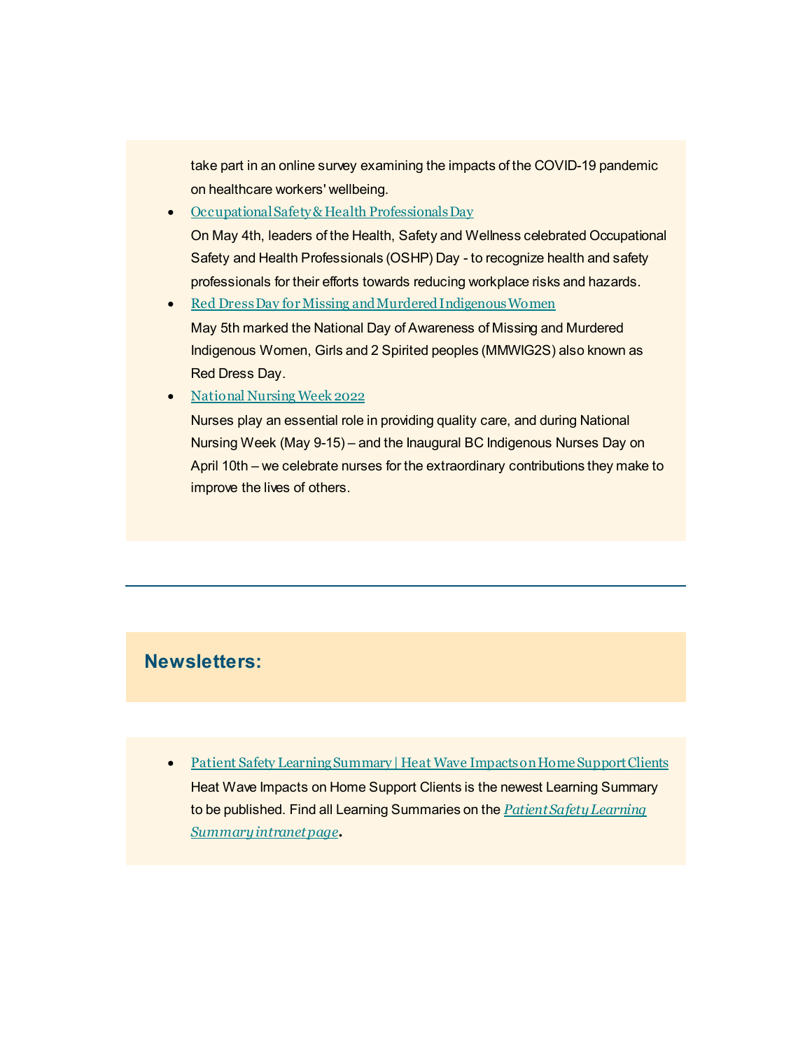take part in an online survey examining the impacts of the COVID-19 pandemic on healthcare workers' wellbeing.

- Occupational Safety & Health Professionals Day
  On May 4th, leaders of the Health, Safety and Wellness celebrated Occupational Safety and Health Professionals (OSHP) Day - to recognize health and safety professionals for their efforts towards reducing workplace risks and hazards.
- Red Dress Day for Missing and Murdered Indigenous Women
  May 5th marked the National Day of Awareness of Missing and Murdered Indigenous Women, Girls and 2 Spirited peoples (MMWIG2S) also known as Red Dress Day.
- National Nursing Week 2022
  Nurses play an essential role in providing quality care, and during National Nursing Week (May 9-15) – and the Inaugural BC Indigenous Nurses Day on April 10th – we celebrate nurses for the extraordinary contributions they make to improve the lives of others.

---

## Newsletters:

- Patient Safety Learning Summary | Heat Wave Impacts on Home Support Clients
  Heat Wave Impacts on Home Support Clients is the newest Learning Summary to be published. Find all Learning Summaries on the *Patient Safety Learning Summary intranet page*.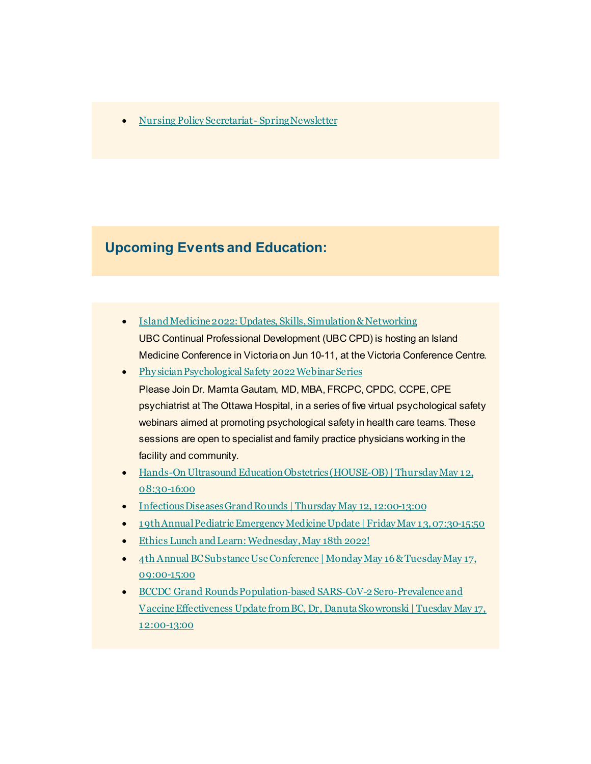- Nursing Policy Secretariat - Spring Newsletter

## Upcoming Events and Education:

- Island Medicine 2022: Updates, Skills, Simulation & Networking
  UBC Continual Professional Development (UBC CPD) is hosting an Island Medicine Conference in Victoria on Jun 10-11, at the Victoria Conference Centre.
- Physician Psychological Safety 2022 Webinar Series
  Please Join Dr. Mamta Gautam, MD, MBA, FRCPC, CPDC, CCPE, CPE psychiatrist at The Ottawa Hospital, in a series of five virtual psychological safety webinars aimed at promoting psychological safety in health care teams. These sessions are open to specialist and family practice physicians working in the facility and community.
- Hands-On Ultrasound Education Obstetrics (HOUSE-OB) | Thursday May 12, 08:30-16:00
- Infectious Diseases Grand Rounds | Thursday May 12, 12:00-13:00
- 19th Annual Pediatric Emergency Medicine Update | Friday May 13, 07:30-15:50
- Ethics Lunch and Learn: Wednesday, May 18th 2022!
- 4th Annual BC Substance Use Conference | Monday May 16 & Tuesday May 17, 09:00-15:00
- BCCDC Grand Rounds Population-based SARS-CoV-2 Sero-Prevalence and Vaccine Effectiveness Update from BC, Dr, Danuta Skowronski | Tuesday May 17, 12:00-13:00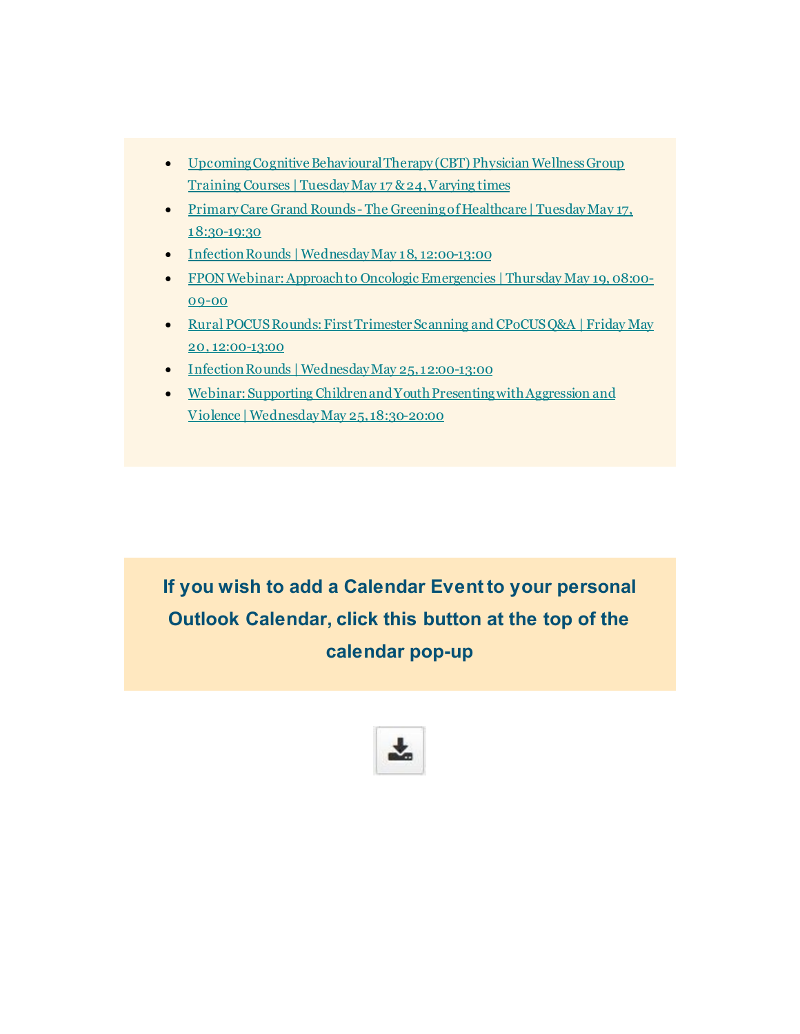- Upcoming Cognitive Behavioural Therapy (CBT) Physician Wellness Group Training Courses | Tuesday May 17 & 24, Varying times
- Primary Care Grand Rounds - The Greening of Healthcare | Tuesday May 17, 18:30-19:30
- Infection Rounds | Wednesday May 18, 12:00-13:00
- FPON Webinar: Approach to Oncologic Emergencies | Thursday May 19, 08:00-09-00
- Rural POCUS Rounds: First Trimester Scanning and CPoCUS Q&A | Friday May 20, 12:00-13:00
- Infection Rounds | Wednesday May 25, 12:00-13:00
- Webinar: Supporting Children and Youth Presenting with Aggression and Violence | Wednesday May 25, 18:30-20:00

**If you wish to add a Calendar Event to your personal Outlook Calendar, click this button at the top of the calendar pop-up**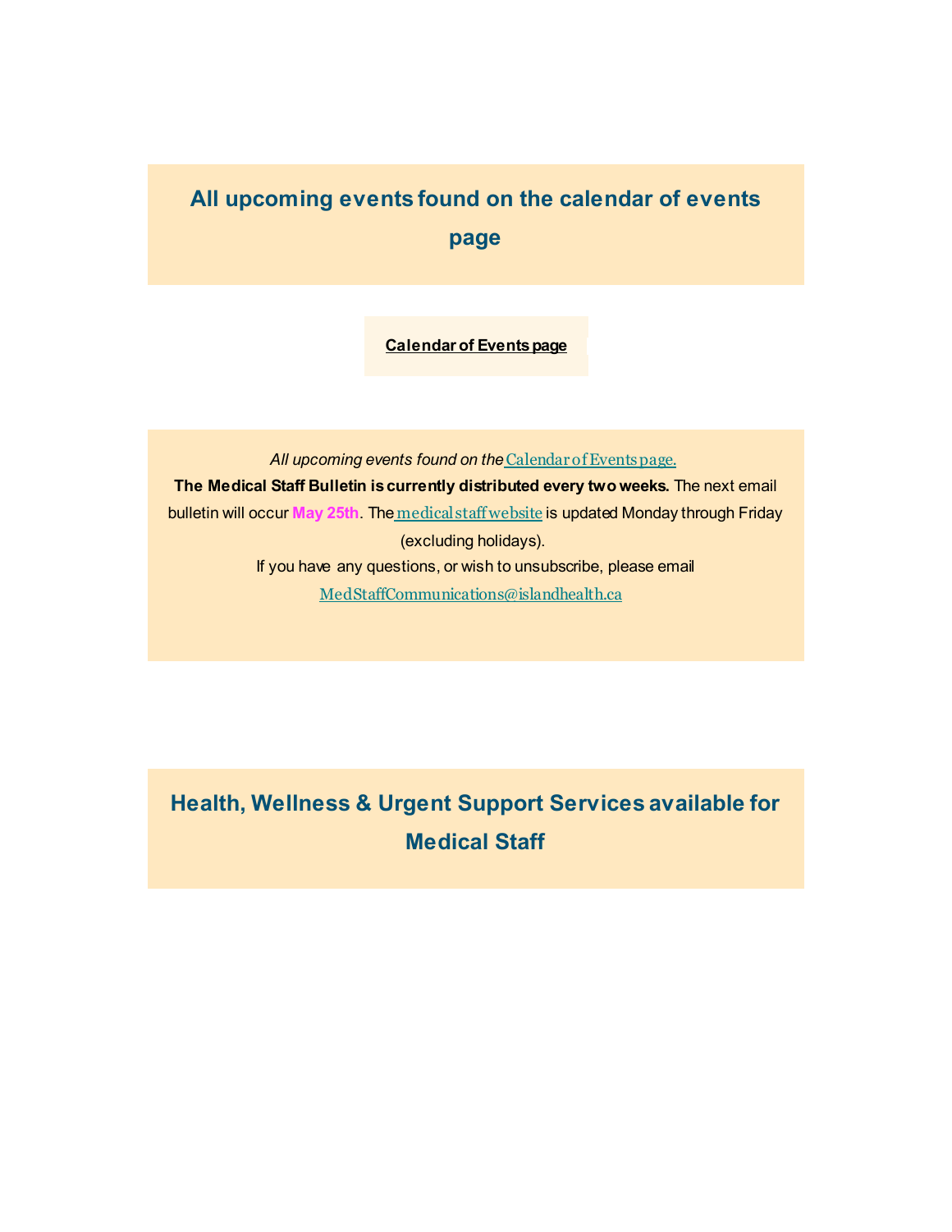## All upcoming events found on the calendar of events page

**Calendar of Events page**

*All upcoming events found on the* Calendar of Events page.

**The Medical Staff Bulletin is currently distributed every two weeks.** The next email bulletin will occur **May 25th**. The medical staff website is updated Monday through Friday (excluding holidays).

If you have any questions, or wish to unsubscribe, please email MedStaffCommunications@islandhealth.ca

## Health, Wellness & Urgent Support Services available for Medical Staff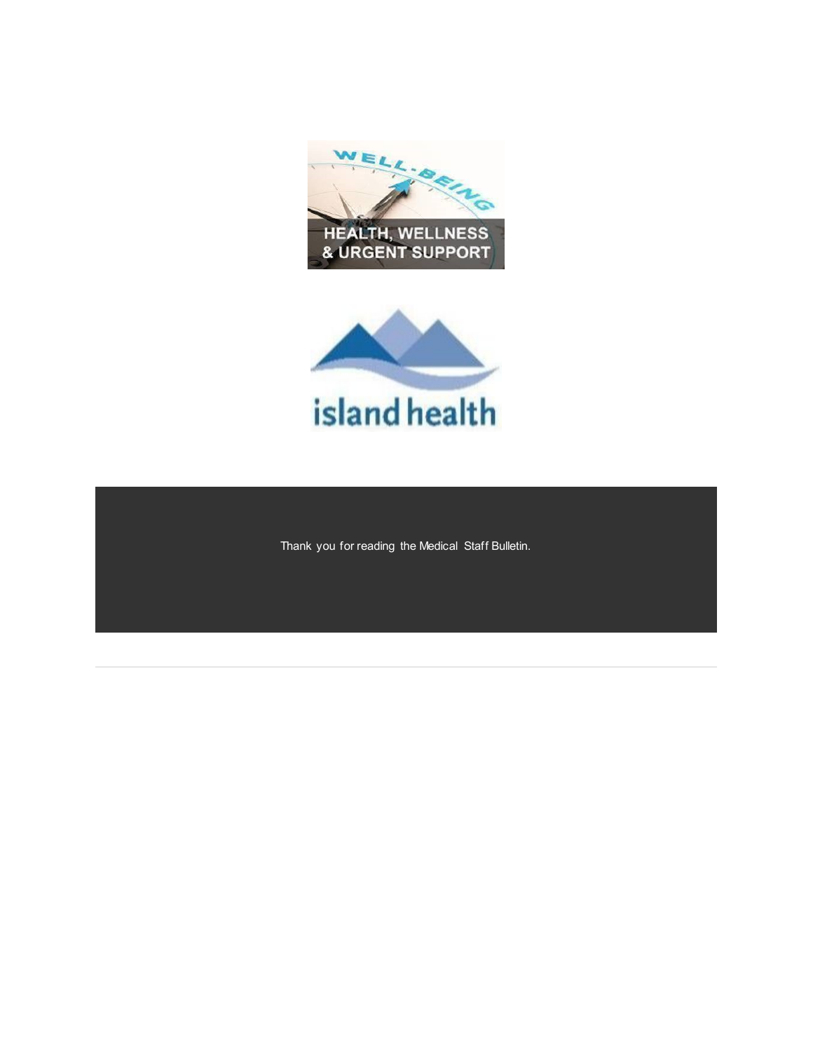Thank you for reading the Medical Staff Bulletin.